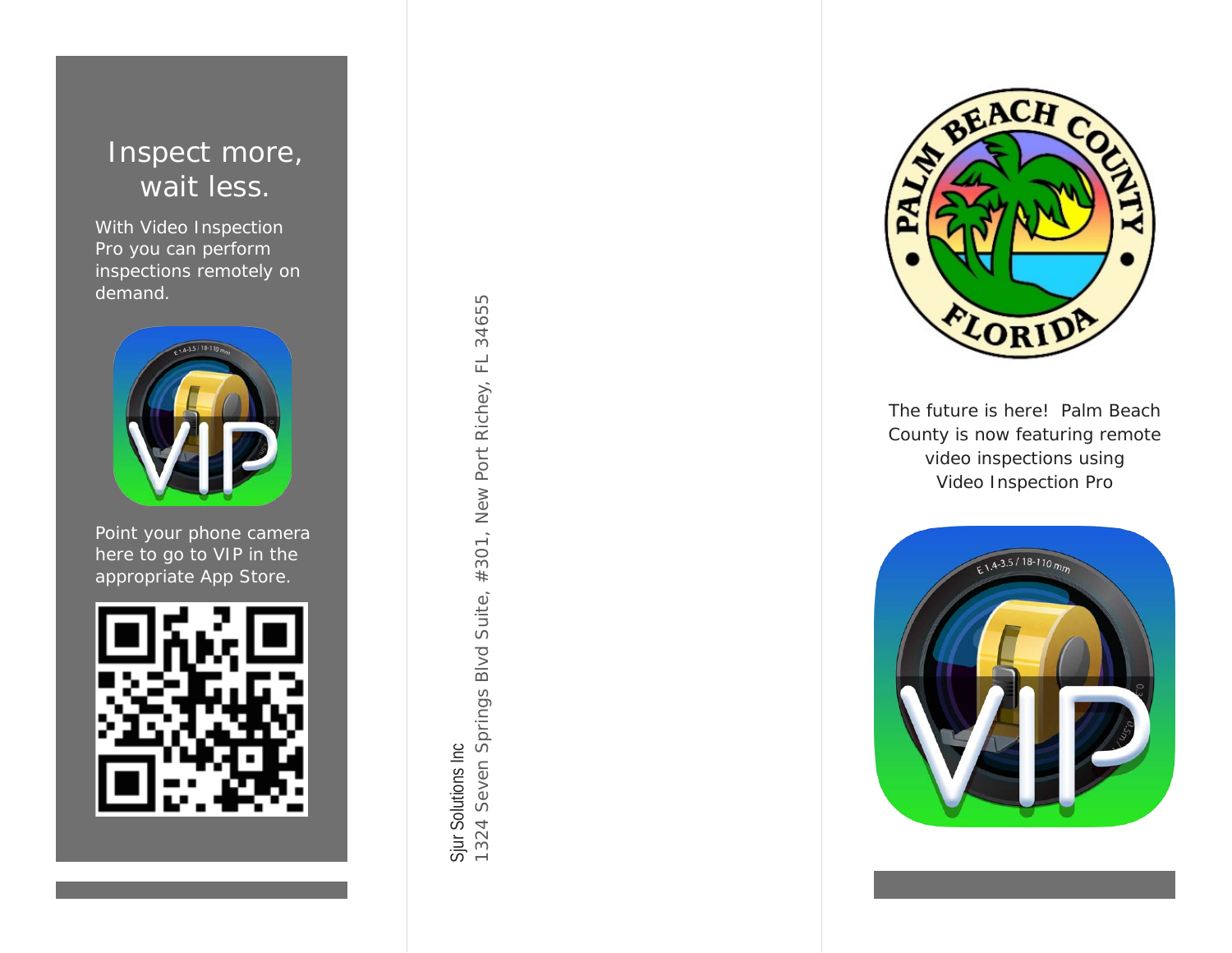# Inspect more, wait less.

With Video Inspection Pro you can perform inspections remotely on demand.

Point your phone camera here to go to VIP in the appropriate App Store.

Sjur Solutions Inc
1324 Seven Springs Blvd Suite, #301, New Port Richey, FL 34655

The future is here! Palm Beach County is now featuring remote video inspections using Video Inspection Pro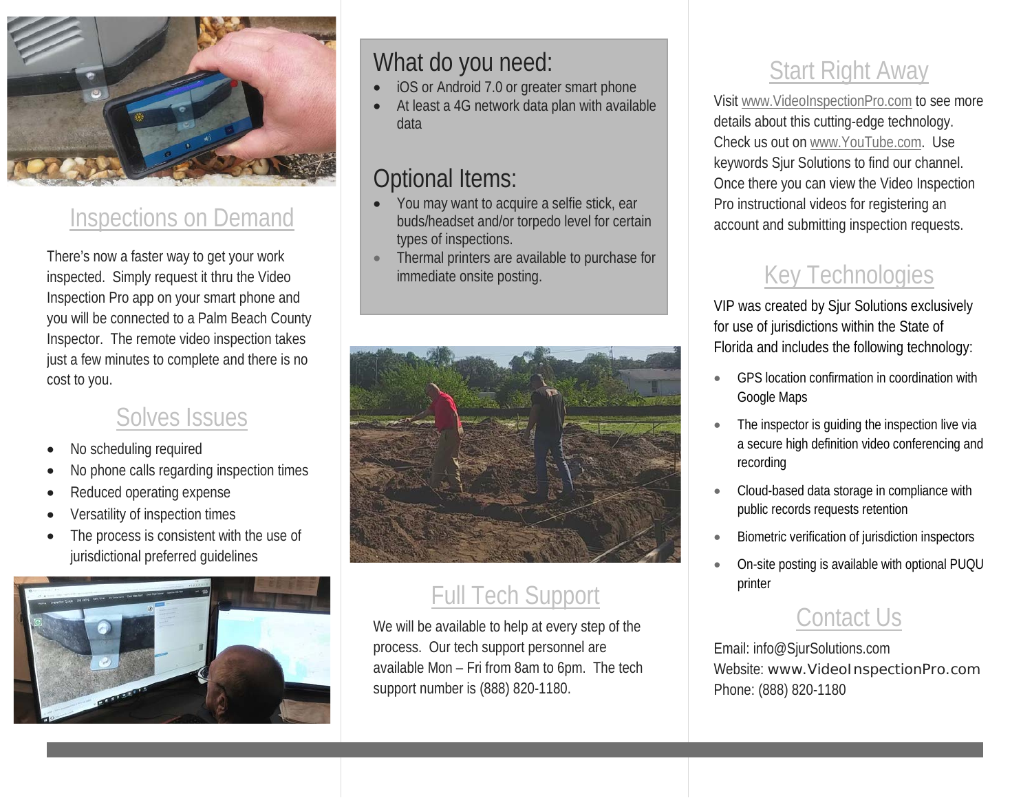## Inspections on Demand

There's now a faster way to get your work inspected. Simply request it thru the Video Inspection Pro app on your smart phone and you will be connected to a Palm Beach County Inspector. The remote video inspection takes just a few minutes to complete and there is no cost to you.

## Solves Issues

- No scheduling required
- No phone calls regarding inspection times
- Reduced operating expense
- Versatility of inspection times
- The process is consistent with the use of jurisdictional preferred guidelines

## What do you need:

- iOS or Android 7.0 or greater smart phone
- At least a 4G network data plan with available data

## Optional Items:

- You may want to acquire a selfie stick, ear buds/headset and/or torpedo level for certain types of inspections.
- Thermal printers are available to purchase for immediate onsite posting.

## Full Tech Support

We will be available to help at every step of the process. Our tech support personnel are available Mon – Fri from 8am to 6pm. The tech support number is (888) 820-1180.

## Start Right Away

Visit www.VideoInspectionPro.com to see more details about this cutting-edge technology. Check us out on www.YouTube.com. Use keywords Sjur Solutions to find our channel. Once there you can view the Video Inspection Pro instructional videos for registering an account and submitting inspection requests.

## Key Technologies

VIP was created by Sjur Solutions exclusively for use of jurisdictions within the State of Florida and includes the following technology:

- GPS location confirmation in coordination with Google Maps
- The inspector is guiding the inspection live via a secure high definition video conferencing and recording
- Cloud-based data storage in compliance with public records requests retention
- Biometric verification of jurisdiction inspectors
- On-site posting is available with optional PUQU printer

## Contact Us

Email: info@SjurSolutions.com
Website: www.VideoInspectionPro.com
Phone: (888) 820-1180